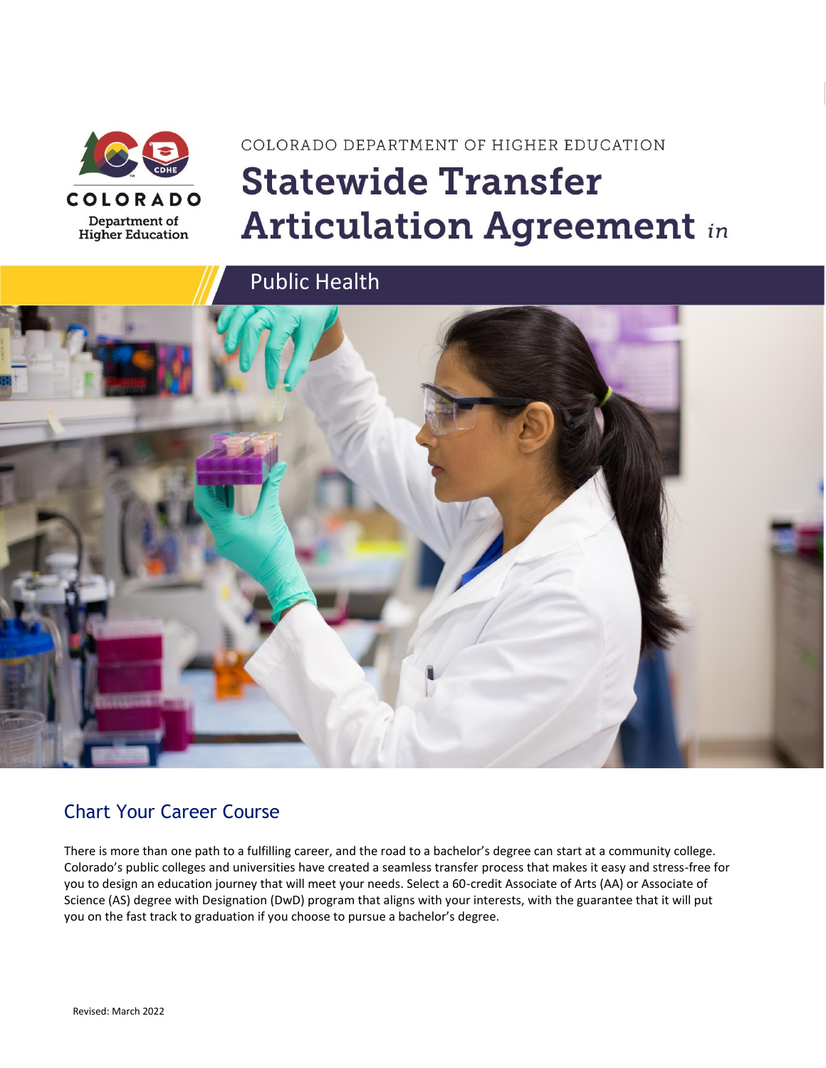COLORADO

Department of Higher Education

COLORADO DEPARTMENT OF HIGHER EDUCATION

# Statewide Transfer Articulation Agreement *in*

## Public Health

## Chart Your Career Course

There is more than one path to a fulfilling career, and the road to a bachelor's degree can start at a community college. Colorado's public colleges and universities have created a seamless transfer process that makes it easy and stress-free for you to design an education journey that will meet your needs. Select a 60-credit Associate of Arts (AA) or Associate of Science (AS) degree with Designation (DwD) program that aligns with your interests, with the guarantee that it will put you on the fast track to graduation if you choose to pursue a bachelor's degree.

Revised: March 2022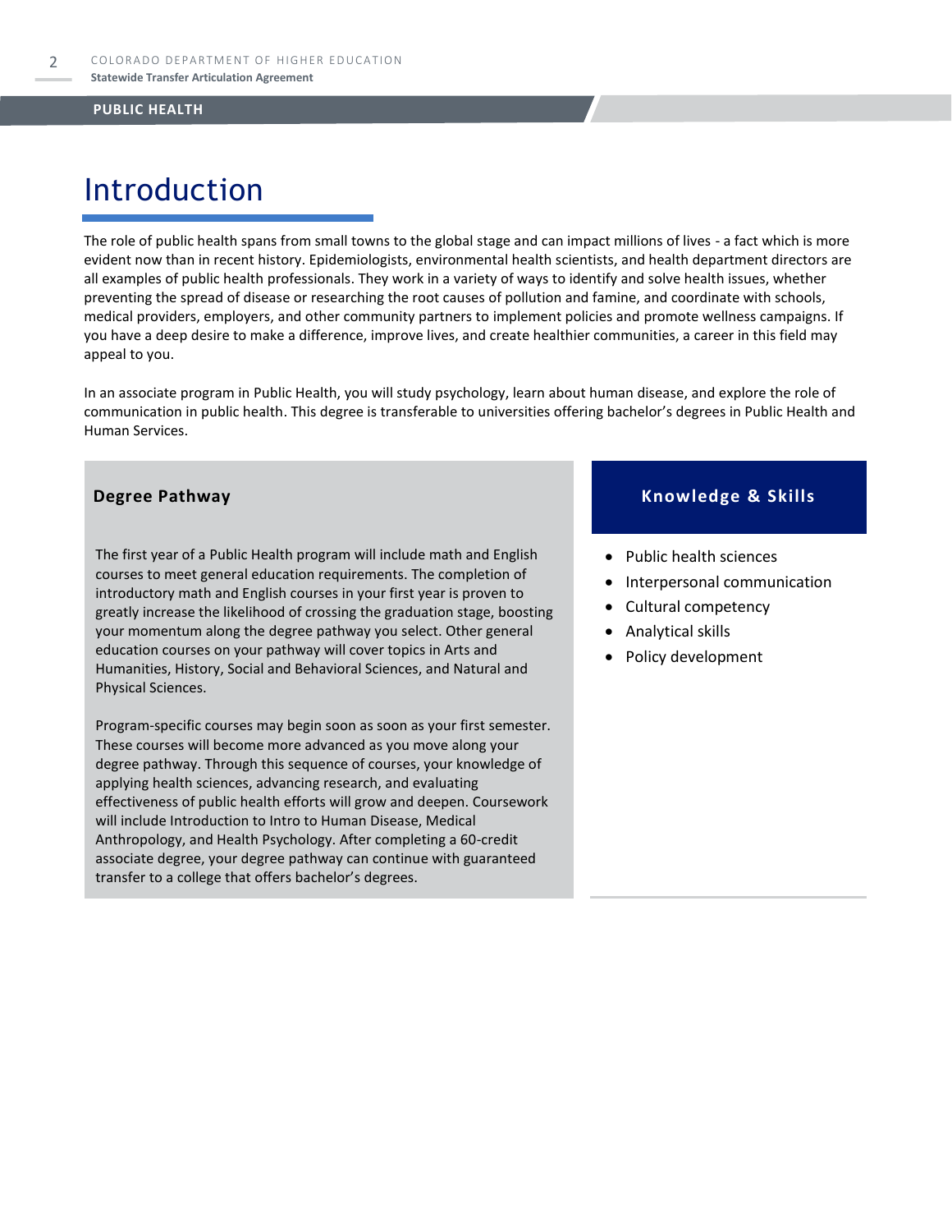# Introduction

The role of public health spans from small towns to the global stage and can impact millions of lives - a fact which is more evident now than in recent history. Epidemiologists, environmental health scientists, and health department directors are all examples of public health professionals. They work in a variety of ways to identify and solve health issues, whether preventing the spread of disease or researching the root causes of pollution and famine, and coordinate with schools, medical providers, employers, and other community partners to implement policies and promote wellness campaigns. If you have a deep desire to make a difference, improve lives, and create healthier communities, a career in this field may appeal to you.

In an associate program in Public Health, you will study psychology, learn about human disease, and explore the role of communication in public health. This degree is transferable to universities offering bachelor's degrees in Public Health and Human Services.

## Degree Pathway

The first year of a Public Health program will include math and English courses to meet general education requirements. The completion of introductory math and English courses in your first year is proven to greatly increase the likelihood of crossing the graduation stage, boosting your momentum along the degree pathway you select. Other general education courses on your pathway will cover topics in Arts and Humanities, History, Social and Behavioral Sciences, and Natural and Physical Sciences.

Program-specific courses may begin soon as soon as your first semester. These courses will become more advanced as you move along your degree pathway. Through this sequence of courses, your knowledge of applying health sciences, advancing research, and evaluating effectiveness of public health efforts will grow and deepen. Coursework will include Introduction to Intro to Human Disease, Medical Anthropology, and Health Psychology. After completing a 60-credit associate degree, your degree pathway can continue with guaranteed transfer to a college that offers bachelor's degrees.

## Knowledge & Skills

- Public health sciences
- Interpersonal communication
- Cultural competency
- Analytical skills
- Policy development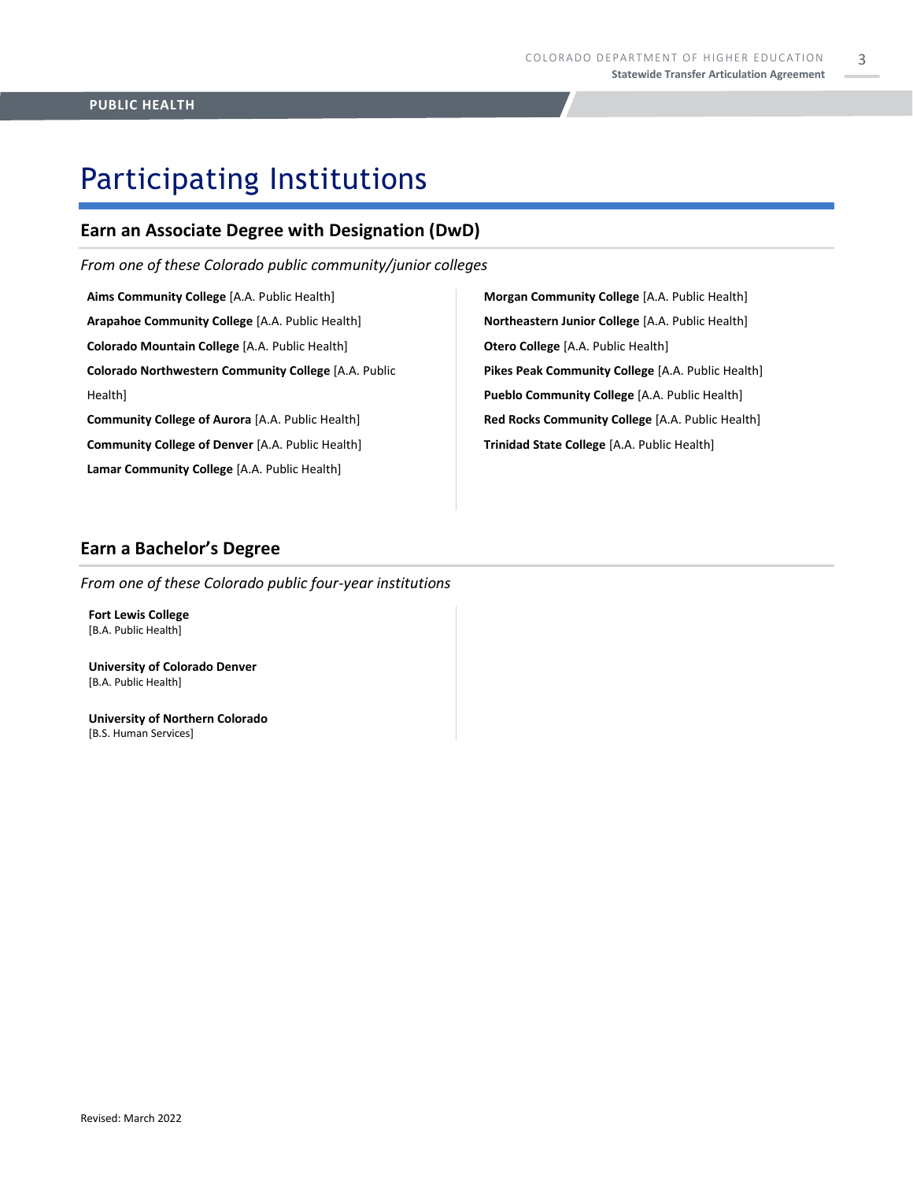# Participating Institutions

## Earn an Associate Degree with Designation (DwD)

*From one of these Colorado public community/junior colleges*

**Aims Community College** [A.A. Public Health]

**Arapahoe Community College** [A.A. Public Health]

**Colorado Mountain College** [A.A. Public Health]

**Colorado Northwestern Community College** [A.A. Public Health]

**Community College of Aurora** [A.A. Public Health]

**Community College of Denver** [A.A. Public Health]

**Lamar Community College** [A.A. Public Health]

**Morgan Community College** [A.A. Public Health]

**Northeastern Junior College** [A.A. Public Health]

**Otero College** [A.A. Public Health]

**Pikes Peak Community College** [A.A. Public Health]

**Pueblo Community College** [A.A. Public Health]

**Red Rocks Community College** [A.A. Public Health]

**Trinidad State College** [A.A. Public Health]

## Earn a Bachelor's Degree

*From one of these Colorado public four-year institutions*

**Fort Lewis College**
[B.A. Public Health]

**University of Colorado Denver**
[B.A. Public Health]

**University of Northern Colorado**
[B.S. Human Services]

Revised: March 2022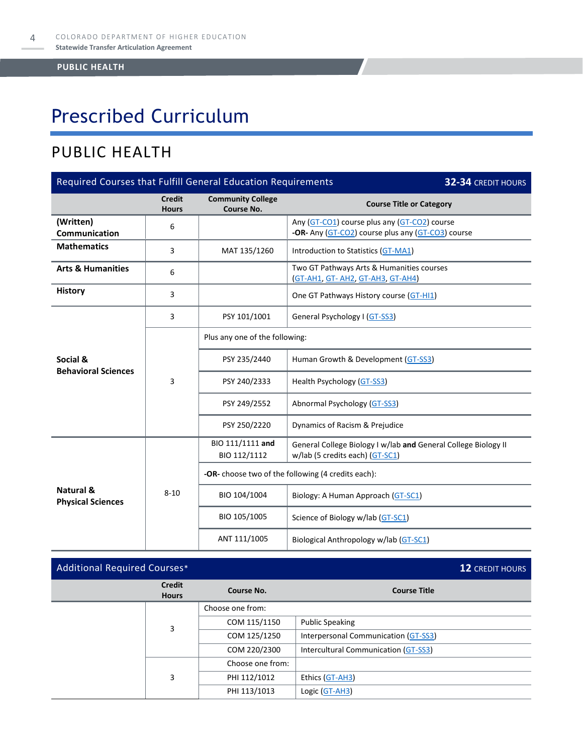# Prescribed Curriculum

## PUBLIC HEALTH

| Required Courses that Fulfill General Education Requirements | | | **32-34** CREDIT HOURS |
|---|---|---|---|
| | **Credit Hours** | **Community College Course No.** | **Course Title or Category** |
| **(Written) Communication** | 6 | | Any (GT-CO1) course plus any (GT-CO2) course **-OR-** Any (GT-CO2) course plus any (GT-CO3) course |
| **Mathematics** | 3 | MAT 135/1260 | Introduction to Statistics (GT-MA1) |
| **Arts & Humanities** | 6 | | Two GT Pathways Arts & Humanities courses (GT-AH1, GT- AH2, GT-AH3, GT-AH4) |
| **History** | 3 | | One GT Pathways History course (GT-HI1) |
| **Social & Behavioral Sciences** | 3 | PSY 101/1001 | General Psychology I (GT-SS3) |
| | 3 | Plus any one of the following: | |
| | | PSY 235/2440 | Human Growth & Development (GT-SS3) |
| | | PSY 240/2333 | Health Psychology (GT-SS3) |
| | | PSY 249/2552 | Abnormal Psychology (GT-SS3) |
| | | PSY 250/2220 | Dynamics of Racism & Prejudice |
| **Natural & Physical Sciences** | 8-10 | BIO 111/1111 **and** BIO 112/1112 | General College Biology I w/lab **and** General College Biology II w/lab (5 credits each) (GT-SC1) |
| | | **-OR-** choose two of the following (4 credits each): | |
| | | BIO 104/1004 | Biology: A Human Approach (GT-SC1) |
| | | BIO 105/1005 | Science of Biology w/lab (GT-SC1) |
| | | ANT 111/1005 | Biological Anthropology w/lab (GT-SC1) |

| Additional Required Courses* | | | **12** CREDIT HOURS |
|---|---|---|---|
| | **Credit Hours** | **Course No.** | **Course Title** |
| | 3 | Choose one from: | |
| | | COM 115/1150 | Public Speaking |
| | | COM 125/1250 | Interpersonal Communication (GT-SS3) |
| | | COM 220/2300 | Intercultural Communication (GT-SS3) |
| | 3 | Choose one from: | |
| | | PHI 112/1012 | Ethics (GT-AH3) |
| | | PHI 113/1013 | Logic (GT-AH3) |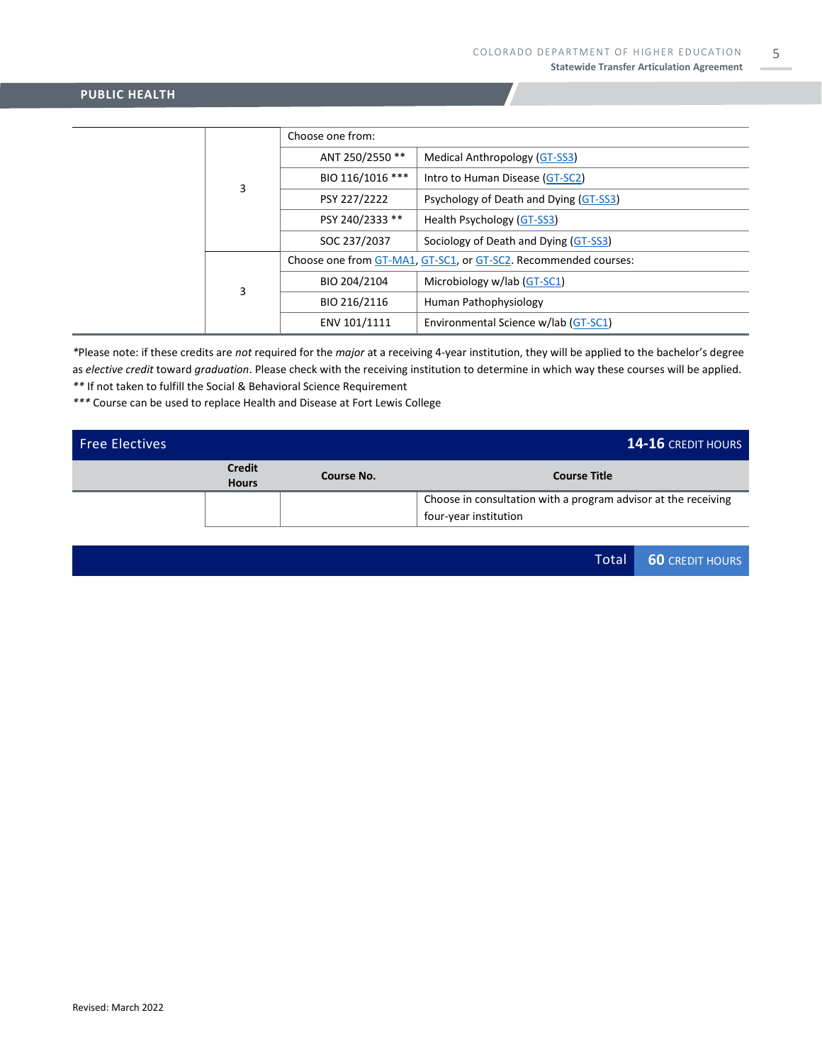## PUBLIC HEALTH

| | Credit Hours | Course No. | Course Title |
|---|---|---|---|
| | 3 | Choose one from: | |
| | | ANT 250/2550 ** | Medical Anthropology (GT-SS3) |
| | | BIO 116/1016 *** | Intro to Human Disease (GT-SC2) |
| | | PSY 227/2222 | Psychology of Death and Dying (GT-SS3) |
| | | PSY 240/2333 ** | Health Psychology (GT-SS3) |
| | | SOC 237/2037 | Sociology of Death and Dying (GT-SS3) |
| | 3 | Choose one from GT-MA1, GT-SC1, or GT-SC2. Recommended courses: | |
| | | BIO 204/2104 | Microbiology w/lab (GT-SC1) |
| | | BIO 216/2116 | Human Pathophysiology |
| | | ENV 101/1111 | Environmental Science w/lab (GT-SC1) |

*Please note: if these credits are *not* required for the *major* at a receiving 4-year institution, they will be applied to the bachelor's degree as *elective credit* toward *graduation*. Please check with the receiving institution to determine in which way these courses will be applied.
** If not taken to fulfill the Social & Behavioral Science Requirement
*** Course can be used to replace Health and Disease at Fort Lewis College

## Free Electives — 14-16 CREDIT HOURS

| | Credit Hours | Course No. | Course Title |
|---|---|---|---|
| | | | Choose in consultation with a program advisor at the receiving four-year institution |

**Total 60 CREDIT HOURS**

Revised: March 2022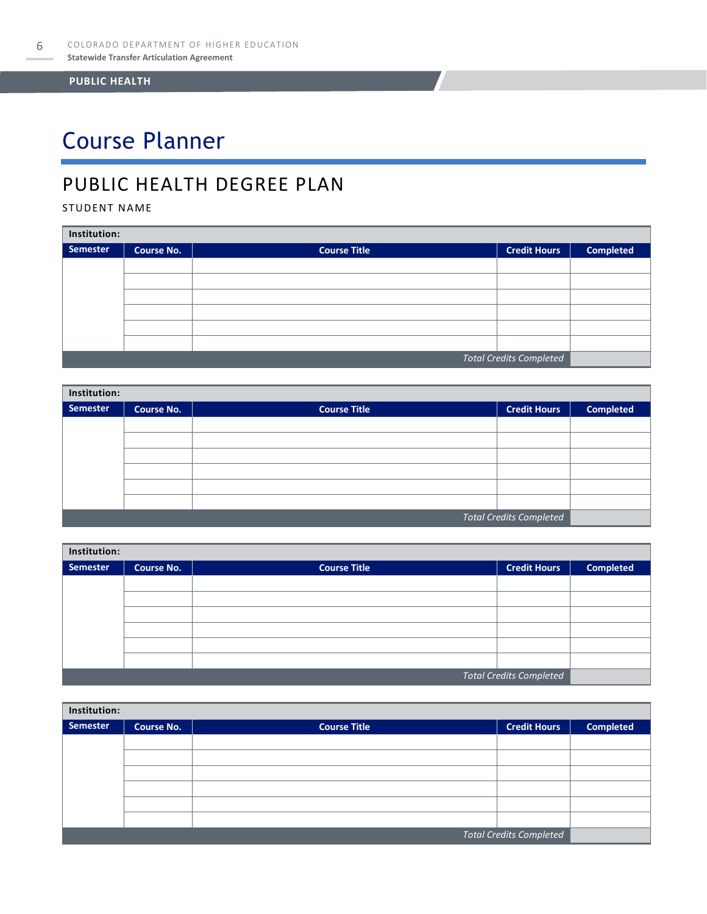# Course Planner

## PUBLIC HEALTH DEGREE PLAN

STUDENT NAME

| Institution: | | | | |
|---|---|---|---|---|
| **Semester** | **Course No.** | **Course Title** | **Credit Hours** | **Completed** |
| | | | | |
| | | | | |
| | | | | |
| | | | | |
| | | | | |
| | | | | |
| | | | *Total Credits Completed* | |

| Institution: | | | | |
|---|---|---|---|---|
| **Semester** | **Course No.** | **Course Title** | **Credit Hours** | **Completed** |
| | | | | |
| | | | | |
| | | | | |
| | | | | |
| | | | | |
| | | | | |
| | | | *Total Credits Completed* | |

| Institution: | | | | |
|---|---|---|---|---|
| **Semester** | **Course No.** | **Course Title** | **Credit Hours** | **Completed** |
| | | | | |
| | | | | |
| | | | | |
| | | | | |
| | | | | |
| | | | | |
| | | | *Total Credits Completed* | |

| Institution: | | | | |
|---|---|---|---|---|
| **Semester** | **Course No.** | **Course Title** | **Credit Hours** | **Completed** |
| | | | | |
| | | | | |
| | | | | |
| | | | | |
| | | | | |
| | | | | |
| | | | *Total Credits Completed* | |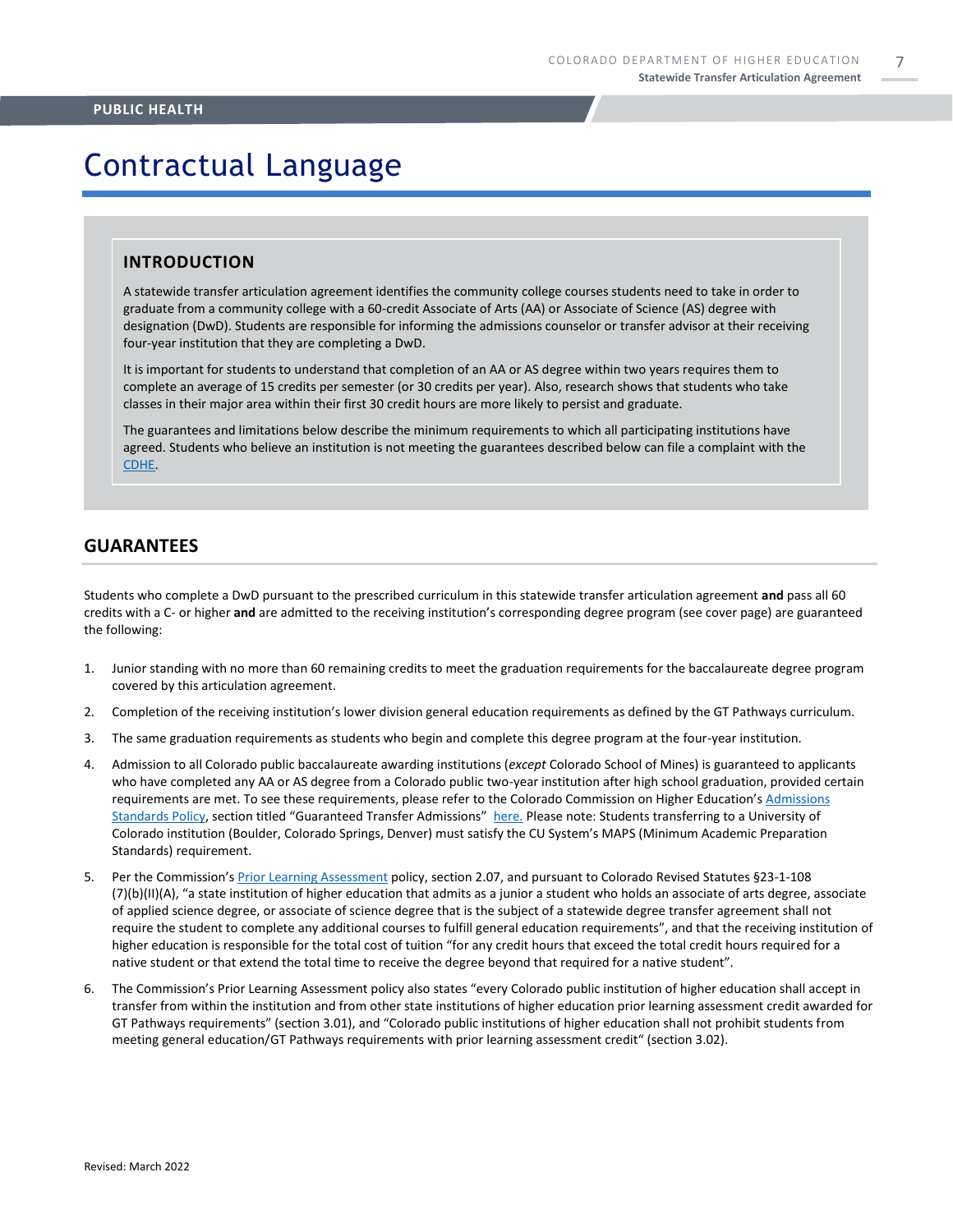# Contractual Language

## INTRODUCTION

A statewide transfer articulation agreement identifies the community college courses students need to take in order to graduate from a community college with a 60-credit Associate of Arts (AA) or Associate of Science (AS) degree with designation (DwD). Students are responsible for informing the admissions counselor or transfer advisor at their receiving four-year institution that they are completing a DwD.

It is important for students to understand that completion of an AA or AS degree within two years requires them to complete an average of 15 credits per semester (or 30 credits per year). Also, research shows that students who take classes in their major area within their first 30 credit hours are more likely to persist and graduate.

The guarantees and limitations below describe the minimum requirements to which all participating institutions have agreed. Students who believe an institution is not meeting the guarantees described below can file a complaint with the CDHE.

## GUARANTEES

Students who complete a DwD pursuant to the prescribed curriculum in this statewide transfer articulation agreement **and** pass all 60 credits with a C- or higher **and** are admitted to the receiving institution's corresponding degree program (see cover page) are guaranteed the following:

1. Junior standing with no more than 60 remaining credits to meet the graduation requirements for the baccalaureate degree program covered by this articulation agreement.
2. Completion of the receiving institution's lower division general education requirements as defined by the GT Pathways curriculum.
3. The same graduation requirements as students who begin and complete this degree program at the four-year institution.
4. Admission to all Colorado public baccalaureate awarding institutions (*except* Colorado School of Mines) is guaranteed to applicants who have completed any AA or AS degree from a Colorado public two-year institution after high school graduation, provided certain requirements are met. To see these requirements, please refer to the Colorado Commission on Higher Education's Admissions Standards Policy, section titled "Guaranteed Transfer Admissions" here. Please note: Students transferring to a University of Colorado institution (Boulder, Colorado Springs, Denver) must satisfy the CU System's MAPS (Minimum Academic Preparation Standards) requirement.
5. Per the Commission's Prior Learning Assessment policy, section 2.07, and pursuant to Colorado Revised Statutes §23-1-108 (7)(b)(II)(A), "a state institution of higher education that admits as a junior a student who holds an associate of arts degree, associate of applied science degree, or associate of science degree that is the subject of a statewide degree transfer agreement shall not require the student to complete any additional courses to fulfill general education requirements", and that the receiving institution of higher education is responsible for the total cost of tuition "for any credit hours that exceed the total credit hours required for a native student or that extend the total time to receive the degree beyond that required for a native student".
6. The Commission's Prior Learning Assessment policy also states "every Colorado public institution of higher education shall accept in transfer from within the institution and from other state institutions of higher education prior learning assessment credit awarded for GT Pathways requirements" (section 3.01), and "Colorado public institutions of higher education shall not prohibit students from meeting general education/GT Pathways requirements with prior learning assessment credit" (section 3.02).

Revised: March 2022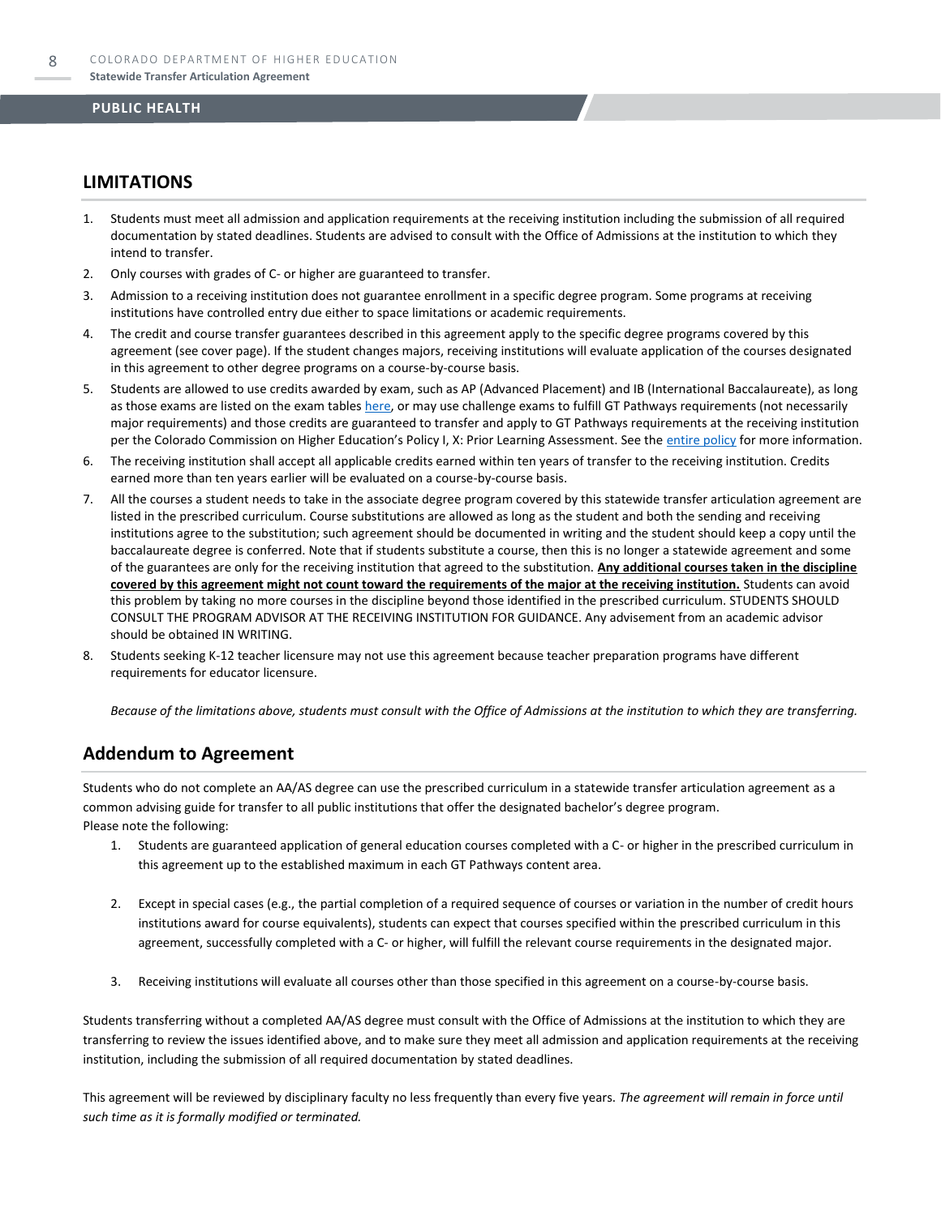## LIMITATIONS

1. Students must meet all admission and application requirements at the receiving institution including the submission of all required documentation by stated deadlines. Students are advised to consult with the Office of Admissions at the institution to which they intend to transfer.
2. Only courses with grades of C- or higher are guaranteed to transfer.
3. Admission to a receiving institution does not guarantee enrollment in a specific degree program. Some programs at receiving institutions have controlled entry due either to space limitations or academic requirements.
4. The credit and course transfer guarantees described in this agreement apply to the specific degree programs covered by this agreement (see cover page). If the student changes majors, receiving institutions will evaluate application of the courses designated in this agreement to other degree programs on a course-by-course basis.
5. Students are allowed to use credits awarded by exam, such as AP (Advanced Placement) and IB (International Baccalaureate), as long as those exams are listed on the exam tables here, or may use challenge exams to fulfill GT Pathways requirements (not necessarily major requirements) and those credits are guaranteed to transfer and apply to GT Pathways requirements at the receiving institution per the Colorado Commission on Higher Education's Policy I, X: Prior Learning Assessment. See the entire policy for more information.
6. The receiving institution shall accept all applicable credits earned within ten years of transfer to the receiving institution. Credits earned more than ten years earlier will be evaluated on a course-by-course basis.
7. All the courses a student needs to take in the associate degree program covered by this statewide transfer articulation agreement are listed in the prescribed curriculum. Course substitutions are allowed as long as the student and both the sending and receiving institutions agree to the substitution; such agreement should be documented in writing and the student should keep a copy until the baccalaureate degree is conferred. Note that if students substitute a course, then this is no longer a statewide agreement and some of the guarantees are only for the receiving institution that agreed to the substitution. **Any additional courses taken in the discipline covered by this agreement might not count toward the requirements of the major at the receiving institution.** Students can avoid this problem by taking no more courses in the discipline beyond those identified in the prescribed curriculum. STUDENTS SHOULD CONSULT THE PROGRAM ADVISOR AT THE RECEIVING INSTITUTION FOR GUIDANCE. Any advisement from an academic advisor should be obtained IN WRITING.
8. Students seeking K-12 teacher licensure may not use this agreement because teacher preparation programs have different requirements for educator licensure.

*Because of the limitations above, students must consult with the Office of Admissions at the institution to which they are transferring.*

## Addendum to Agreement

Students who do not complete an AA/AS degree can use the prescribed curriculum in a statewide transfer articulation agreement as a common advising guide for transfer to all public institutions that offer the designated bachelor's degree program.
Please note the following:

1. Students are guaranteed application of general education courses completed with a C- or higher in the prescribed curriculum in this agreement up to the established maximum in each GT Pathways content area.
2. Except in special cases (e.g., the partial completion of a required sequence of courses or variation in the number of credit hours institutions award for course equivalents), students can expect that courses specified within the prescribed curriculum in this agreement, successfully completed with a C- or higher, will fulfill the relevant course requirements in the designated major.
3. Receiving institutions will evaluate all courses other than those specified in this agreement on a course-by-course basis.

Students transferring without a completed AA/AS degree must consult with the Office of Admissions at the institution to which they are transferring to review the issues identified above, and to make sure they meet all admission and application requirements at the receiving institution, including the submission of all required documentation by stated deadlines.

This agreement will be reviewed by disciplinary faculty no less frequently than every five years. *The agreement will remain in force until such time as it is formally modified or terminated.*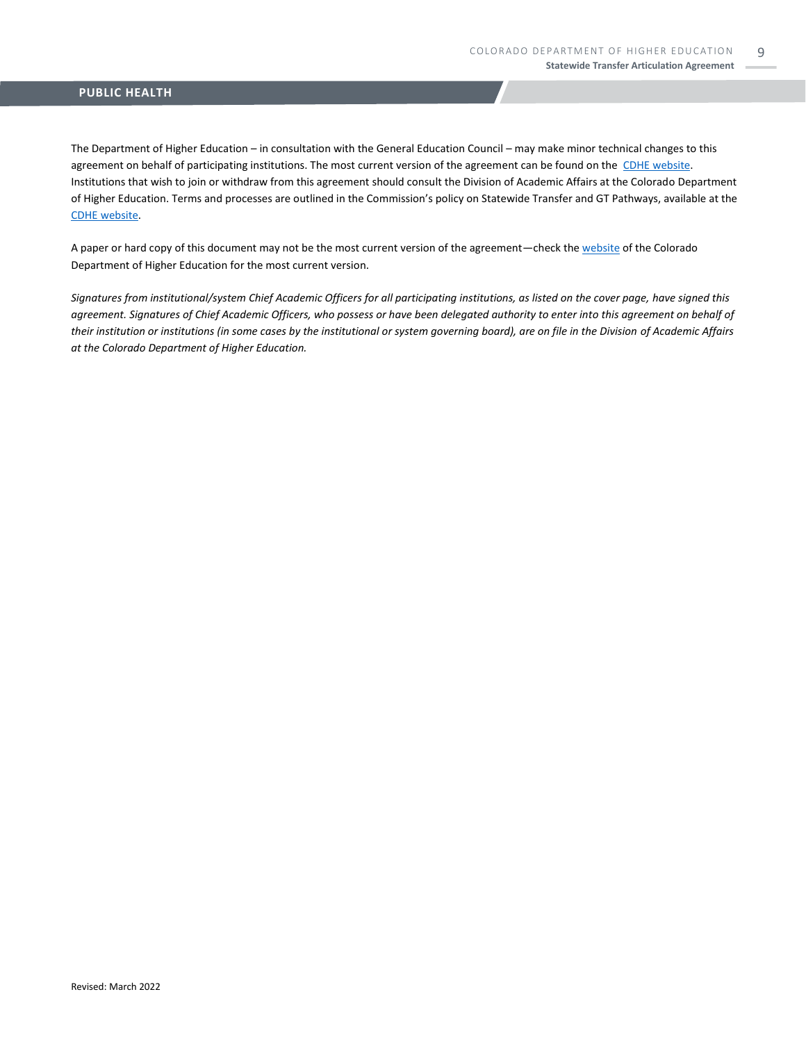## PUBLIC HEALTH

The Department of Higher Education – in consultation with the General Education Council – may make minor technical changes to this agreement on behalf of participating institutions. The most current version of the agreement can be found on the CDHE website. Institutions that wish to join or withdraw from this agreement should consult the Division of Academic Affairs at the Colorado Department of Higher Education. Terms and processes are outlined in the Commission's policy on Statewide Transfer and GT Pathways, available at the CDHE website.

A paper or hard copy of this document may not be the most current version of the agreement—check the website of the Colorado Department of Higher Education for the most current version.

*Signatures from institutional/system Chief Academic Officers for all participating institutions, as listed on the cover page, have signed this agreement. Signatures of Chief Academic Officers, who possess or have been delegated authority to enter into this agreement on behalf of their institution or institutions (in some cases by the institutional or system governing board), are on file in the Division of Academic Affairs at the Colorado Department of Higher Education.*

Revised: March 2022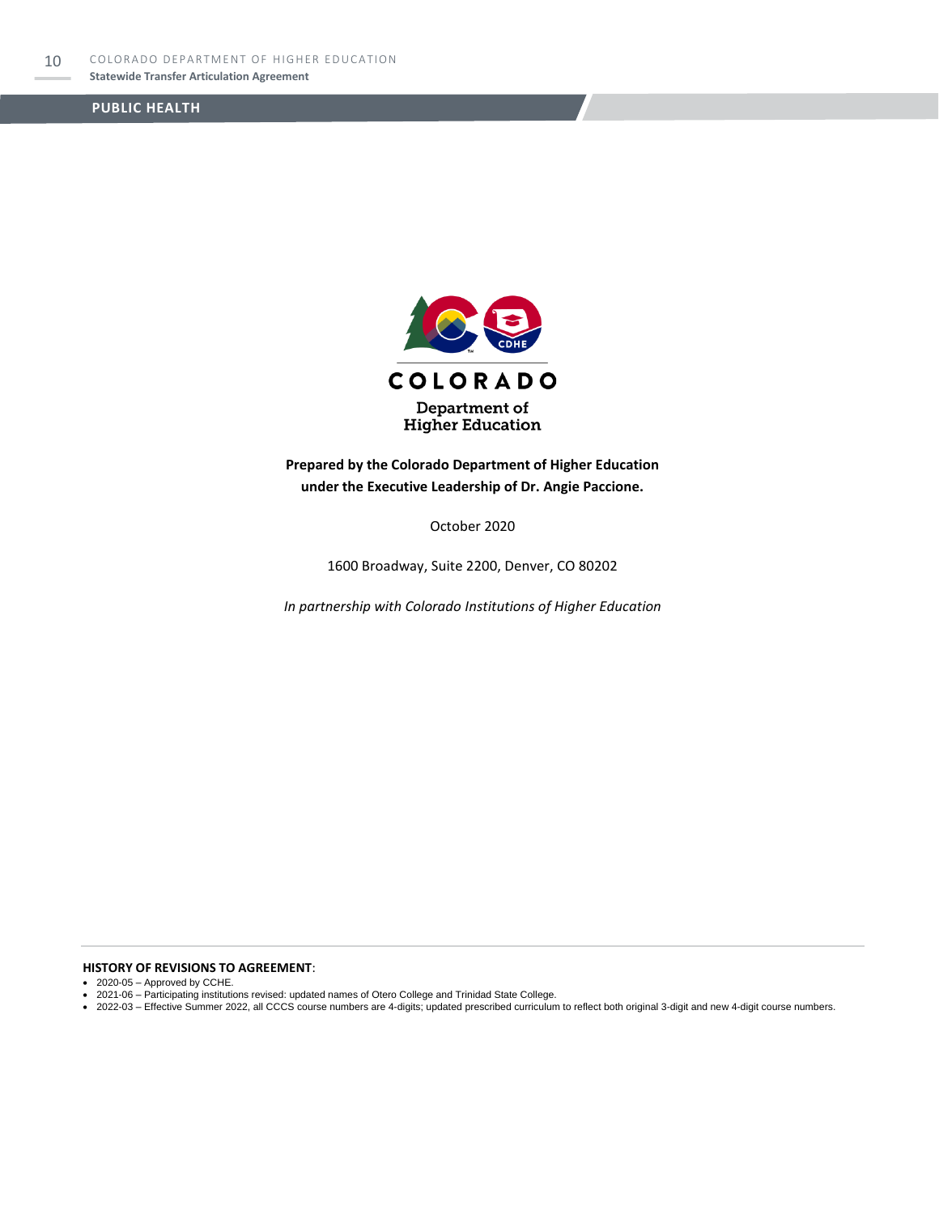COLORADO

Department of Higher Education

**Prepared by the Colorado Department of Higher Education under the Executive Leadership of Dr. Angie Paccione.**

October 2020

1600 Broadway, Suite 2200, Denver, CO 80202

*In partnership with Colorado Institutions of Higher Education*

**HISTORY OF REVISIONS TO AGREEMENT**:

- 2020-05 – Approved by CCHE.
- 2021-06 – Participating institutions revised: updated names of Otero College and Trinidad State College.
- 2022-03 – Effective Summer 2022, all CCCS course numbers are 4-digits; updated prescribed curriculum to reflect both original 3-digit and new 4-digit course numbers.